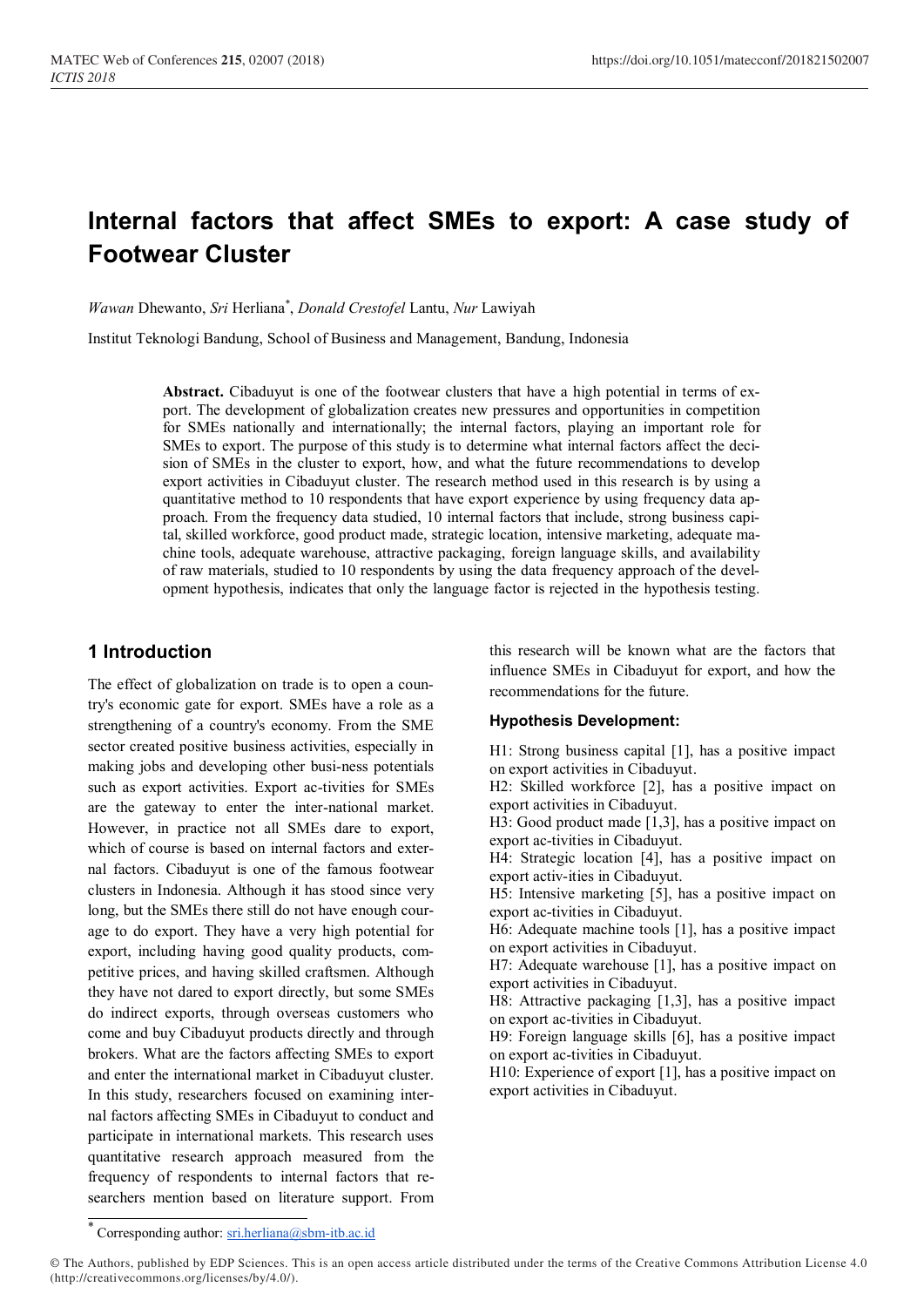# Internal factors that affect SMEs to export: A case study of Footwear Cluster

*Wawan* Dhewanto, *Sri* Herliana*, *Donald Crestofel* Lantu, *Nur* Lawiyah

Institut Teknologi Bandung, School of Business and Management, Bandung, Indonesia

**Abstract.** Cibaduyut is one of the footwear clusters that have a high potential in terms of export. The development of globalization creates new pressures and opportunities in competition for SMEs nationally and internationally; the internal factors, playing an important role for SMEs to export. The purpose of this study is to determine what internal factors affect the decision of SMEs in the cluster to export, how, and what the future recommendations to develop export activities in Cibaduyut cluster. The research method used in this research is by using a quantitative method to 10 respondents that have export experience by using frequency data approach. From the frequency data studied, 10 internal factors that include, strong business capital, skilled workforce, good product made, strategic location, intensive marketing, adequate machine tools, adequate warehouse, attractive packaging, foreign language skills, and availability of raw materials, studied to 10 respondents by using the data frequency approach of the development hypothesis, indicates that only the language factor is rejected in the hypothesis testing.

## 1 Introduction

The effect of globalization on trade is to open a country's economic gate for export. SMEs have a role as a strengthening of a country's economy. From the SME sector created positive business activities, especially in making jobs and developing other busi-ness potentials such as export activities. Export ac-tivities for SMEs are the gateway to enter the inter-national market. However, in practice not all SMEs dare to export, which of course is based on internal factors and external factors. Cibaduyut is one of the famous footwear clusters in Indonesia. Although it has stood since very long, but the SMEs there still do not have enough courage to do export. They have a very high potential for export, including having good quality products, competitive prices, and having skilled craftsmen. Although they have not dared to export directly, but some SMEs do indirect exports, through overseas customers who come and buy Cibaduyut products directly and through brokers. What are the factors affecting SMEs to export and enter the international market in Cibaduyut cluster. In this study, researchers focused on examining internal factors affecting SMEs in Cibaduyut to conduct and participate in international markets. This research uses quantitative research approach measured from the frequency of respondents to internal factors that researchers mention based on literature support. From this research will be known what are the factors that influence SMEs in Cibaduyut for export, and how the recommendations for the future.

### Hypothesis Development:

H1: Strong business capital [1], has a positive impact on export activities in Cibaduyut.
H2: Skilled workforce [2], has a positive impact on export activities in Cibaduyut.
H3: Good product made [1,3], has a positive impact on export ac-tivities in Cibaduyut.
H4: Strategic location [4], has a positive impact on export activ-ities in Cibaduyut.
H5: Intensive marketing [5], has a positive impact on export ac-tivities in Cibaduyut.
H6: Adequate machine tools [1], has a positive impact on export activities in Cibaduyut.
H7: Adequate warehouse [1], has a positive impact on export activities in Cibaduyut.
H8: Attractive packaging [1,3], has a positive impact on export ac-tivities in Cibaduyut.
H9: Foreign language skills [6], has a positive impact on export ac-tivities in Cibaduyut.
H10: Experience of export [1], has a positive impact on export activities in Cibaduyut.

* Corresponding author: sri.herliana@sbm-itb.ac.id

© The Authors, published by EDP Sciences. This is an open access article distributed under the terms of the Creative Commons Attribution License 4.0 (http://creativecommons.org/licenses/by/4.0/).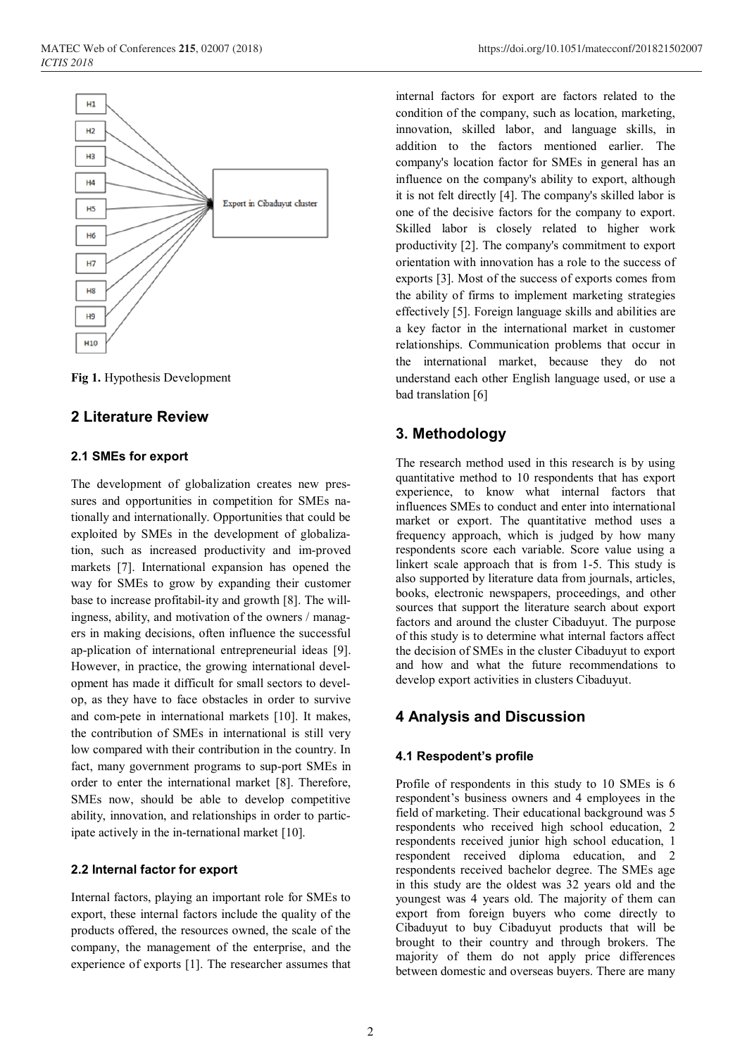Fig 1. Hypothesis Development

## 2 Literature Review

### 2.1 SMEs for export

The development of globalization creates new pressures and opportunities in competition for SMEs nationally and internationally. Opportunities that could be exploited by SMEs in the development of globalization, such as increased productivity and im-proved markets [7]. International expansion has opened the way for SMEs to grow by expanding their customer base to increase profitabil-ity and growth [8]. The willingness, ability, and motivation of the owners / managers in making decisions, often influence the successful ap-plication of international entrepreneurial ideas [9]. However, in practice, the growing international development has made it difficult for small sectors to develop, as they have to face obstacles in order to survive and com-pete in international markets [10]. It makes, the contribution of SMEs in international is still very low compared with their contribution in the country. In fact, many government programs to sup-port SMEs in order to enter the international market [8]. Therefore, SMEs now, should be able to develop competitive ability, innovation, and relationships in order to participate actively in the in-ternational market [10].

### 2.2 Internal factor for export

Internal factors, playing an important role for SMEs to export, these internal factors include the quality of the products offered, the resources owned, the scale of the company, the management of the enterprise, and the experience of exports [1]. The researcher assumes that internal factors for export are factors related to the condition of the company, such as location, marketing, innovation, skilled labor, and language skills, in addition to the factors mentioned earlier. The company's location factor for SMEs in general has an influence on the company's ability to export, although it is not felt directly [4]. The company's skilled labor is one of the decisive factors for the company to export. Skilled labor is closely related to higher work productivity [2]. The company's commitment to export orientation with innovation has a role to the success of exports [3]. Most of the success of exports comes from the ability of firms to implement marketing strategies effectively [5]. Foreign language skills and abilities are a key factor in the international market in customer relationships. Communication problems that occur in the international market, because they do not understand each other English language used, or use a bad translation [6]

## 3. Methodology

The research method used in this research is by using quantitative method to 10 respondents that has export experience, to know what internal factors that influences SMEs to conduct and enter into international market or export. The quantitative method uses a frequency approach, which is judged by how many respondents score each variable. Score value using a linkert scale approach that is from 1-5. This study is also supported by literature data from journals, articles, books, electronic newspapers, proceedings, and other sources that support the literature search about export factors and around the cluster Cibaduyut. The purpose of this study is to determine what internal factors affect the decision of SMEs in the cluster Cibaduyut to export and how and what the future recommendations to develop export activities in clusters Cibaduyut.

## 4 Analysis and Discussion

### 4.1 Respondent's profile

Profile of respondents in this study to 10 SMEs is 6 respondent's business owners and 4 employees in the field of marketing. Their educational background was 5 respondents who received high school education, 2 respondents received junior high school education, 1 respondent received diploma education, and 2 respondents received bachelor degree. The SMEs age in this study are the oldest was 32 years old and the youngest was 4 years old. The majority of them can export from foreign buyers who come directly to Cibaduyut to buy Cibaduyut products that will be brought to their country and through brokers. The majority of them do not apply price differences between domestic and overseas buyers. There are many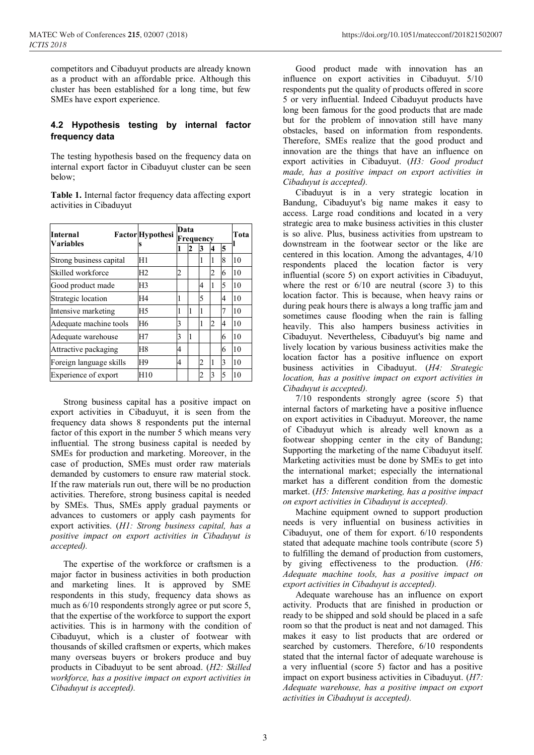competitors and Cibaduyut products are already known as a product with an affordable price. Although this cluster has been established for a long time, but few SMEs have export experience.

### 4.2 Hypothesis testing by internal factor frequency data

The testing hypothesis based on the frequency data on internal export factor in Cibaduyut cluster can be seen below;

**Table 1.** Internal factor frequency data affecting export activities in Cibaduyut

| Internal Factor Variables | Hypothesis | Data Frequency | | | | | Total |
|---|---|---|---|---|---|---|---|
| | | 1 | 2 | 3 | 4 | 5 | |
| Strong business capital | H1 | | | 1 | 1 | 8 | 10 |
| Skilled workforce | H2 | 2 | | | 2 | 6 | 10 |
| Good product made | H3 | | | 4 | 1 | 5 | 10 |
| Strategic location | H4 | 1 | | 5 | | 4 | 10 |
| Intensive marketing | H5 | 1 | 1 | 1 | | 7 | 10 |
| Adequate machine tools | H6 | 3 | | 1 | 2 | 4 | 10 |
| Adequate warehouse | H7 | 3 | 1 | | | 6 | 10 |
| Attractive packaging | H8 | 4 | | | | 6 | 10 |
| Foreign language skills | H9 | 4 | | 2 | 1 | 3 | 10 |
| Experience of export | H10 | | | 2 | 3 | 5 | 10 |

Strong business capital has a positive impact on export activities in Cibaduyut, it is seen from the frequency data shows 8 respondents put the internal factor of this export in the number 5 which means very influential. The strong business capital is needed by SMEs for production and marketing. Moreover, in the case of production, SMEs must order raw materials demanded by customers to ensure raw material stock. If the raw materials run out, there will be no production activities. Therefore, strong business capital is needed by SMEs. Thus, SMEs apply gradual payments or advances to customers or apply cash payments for export activities. (*H1: Strong business capital, has a positive impact on export activities in Cibaduyut is accepted).*

The expertise of the workforce or craftsmen is a major factor in business activities in both production and marketing lines. It is approved by SME respondents in this study, frequency data shows as much as 6/10 respondents strongly agree or put score 5, that the expertise of the workforce to support the export activities. This is in harmony with the condition of Cibaduyut, which is a cluster of footwear with thousands of skilled craftsmen or experts, which makes many overseas buyers or brokers produce and buy products in Cibaduyut to be sent abroad. (*H2: Skilled workforce, has a positive impact on export activities in Cibaduyut is accepted).*

Good product made with innovation has an influence on export activities in Cibaduyut. 5/10 respondents put the quality of products offered in score 5 or very influential. Indeed Cibaduyut products have long been famous for the good products that are made but for the problem of innovation still have many obstacles, based on information from respondents. Therefore, SMEs realize that the good product and innovation are the things that have an influence on export activities in Cibaduyut. (*H3: Good product made, has a positive impact on export activities in Cibaduyut is accepted).*

Cibaduyut is in a very strategic location in Bandung, Cibaduyut's big name makes it easy to access. Large road conditions and located in a very strategic area to make business activities in this cluster is so alive. Plus, business activities from upstream to downstream in the footwear sector or the like are centered in this location. Among the advantages, 4/10 respondents placed the location factor is very influential (score 5) on export activities in Cibaduyut, where the rest or 6/10 are neutral (score 3) to this location factor. This is because, when heavy rains or during peak hours there is always a long traffic jam and sometimes cause flooding when the rain is falling heavily. This also hampers business activities in Cibaduyut. Nevertheless, Cibaduyut's big name and lively location by various business activities make the location factor has a positive influence on export business activities in Cibaduyut. (*H4: Strategic location, has a positive impact on export activities in Cibaduyut is accepted).*

7/10 respondents strongly agree (score 5) that internal factors of marketing have a positive influence on export activities in Cibaduyut. Moreover, the name of Cibaduyut which is already well known as a footwear shopping center in the city of Bandung; Supporting the marketing of the name Cibaduyut itself. Marketing activities must be done by SMEs to get into the international market; especially the international market has a different condition from the domestic market. (*H5: Intensive marketing, has a positive impact on export activities in Cibaduyut is accepted).*

Machine equipment owned to support production needs is very influential on business activities in Cibaduyut, one of them for export. 6/10 respondents stated that adequate machine tools contribute (score 5) to fulfilling the demand of production from customers, by giving effectiveness to the production. (*H6: Adequate machine tools, has a positive impact on export activities in Cibaduyut is accepted).*

Adequate warehouse has an influence on export activity. Products that are finished in production or ready to be shipped and sold should be placed in a safe room so that the product is neat and not damaged. This makes it easy to list products that are ordered or searched by customers. Therefore, 6/10 respondents stated that the internal factor of adequate warehouse is a very influential (score 5) factor and has a positive impact on export business activities in Cibaduyut. (*H7: Adequate warehouse, has a positive impact on export activities in Cibaduyut is accepted).*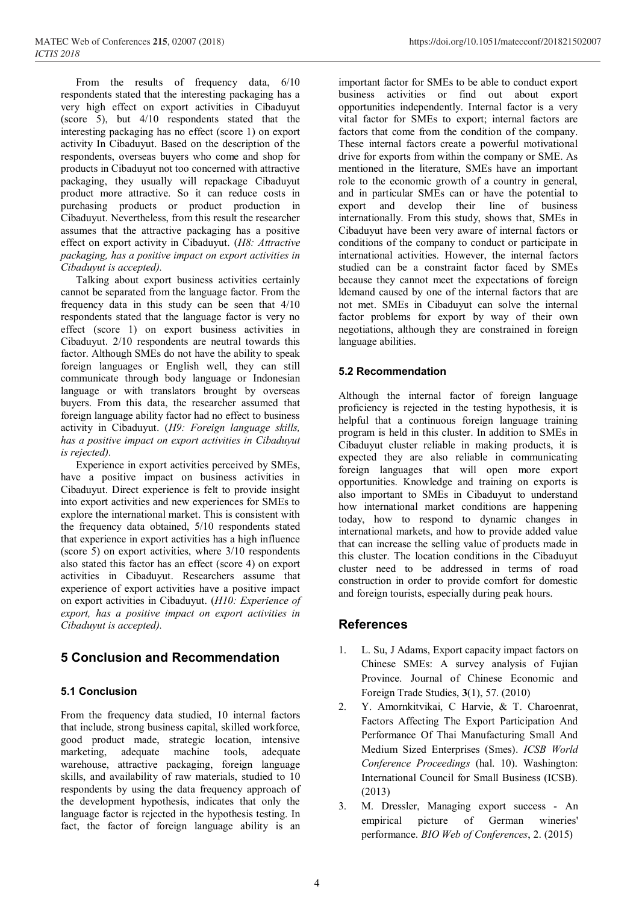From the results of frequency data, 6/10 respondents stated that the interesting packaging has a very high effect on export activities in Cibaduyut (score 5), but 4/10 respondents stated that the interesting packaging has no effect (score 1) on export activity In Cibaduyut. Based on the description of the respondents, overseas buyers who come and shop for products in Cibaduyut not too concerned with attractive packaging, they usually will repackage Cibaduyut product more attractive. So it can reduce costs in purchasing products or product production in Cibaduyut. Nevertheless, from this result the researcher assumes that the attractive packaging has a positive effect on export activity in Cibaduyut. (*H8: Attractive packaging, has a positive impact on export activities in Cibaduyut is accepted).*

Talking about export business activities certainly cannot be separated from the language factor. From the frequency data in this study can be seen that 4/10 respondents stated that the language factor is very no effect (score 1) on export business activities in Cibaduyut. 2/10 respondents are neutral towards this factor. Although SMEs do not have the ability to speak foreign languages or English well, they can still communicate through body language or Indonesian language or with translators brought by overseas buyers. From this data, the researcher assumed that foreign language ability factor had no effect to business activity in Cibaduyut. (*H9: Foreign language skills, has a positive impact on export activities in Cibaduyut is rejected).*

Experience in export activities perceived by SMEs, have a positive impact on business activities in Cibaduyut. Direct experience is felt to provide insight into export activities and new experiences for SMEs to explore the international market. This is consistent with the frequency data obtained, 5/10 respondents stated that experience in export activities has a high influence (score 5) on export activities, where 3/10 respondents also stated this factor has an effect (score 4) on export activities in Cibaduyut. Researchers assume that experience of export activities have a positive impact on export activities in Cibaduyut. (*H10: Experience of export, has a positive impact on export activities in Cibaduyut is accepted).*

## 5 Conclusion and Recommendation

### 5.1 Conclusion

From the frequency data studied, 10 internal factors that include, strong business capital, skilled workforce, good product made, strategic location, intensive marketing, adequate machine tools, adequate warehouse, attractive packaging, foreign language skills, and availability of raw materials, studied to 10 respondents by using the data frequency approach of the development hypothesis, indicates that only the language factor is rejected in the hypothesis testing. In fact, the factor of foreign language ability is an important factor for SMEs to be able to conduct export business activities or find out about export opportunities independently. Internal factor is a very vital factor for SMEs to export; internal factors are factors that come from the condition of the company. These internal factors create a powerful motivational drive for exports from within the company or SME. As mentioned in the literature, SMEs have an important role to the economic growth of a country in general, and in particular SMEs can or have the potential to export and develop their line of business internationally. From this study, shows that, SMEs in Cibaduyut have been very aware of internal factors or conditions of the company to conduct or participate in international activities. However, the internal factors studied can be a constraint factor faced by SMEs because they cannot meet the expectations of foreign ldemand caused by one of the internal factors that are not met. SMEs in Cibaduyut can solve the internal factor problems for export by way of their own negotiations, although they are constrained in foreign language abilities.

### 5.2 Recommendation

Although the internal factor of foreign language proficiency is rejected in the testing hypothesis, it is helpful that a continuous foreign language training program is held in this cluster. In addition to SMEs in Cibaduyut cluster reliable in making products, it is expected they are also reliable in communicating foreign languages that will open more export opportunities. Knowledge and training on exports is also important to SMEs in Cibaduyut to understand how international market conditions are happening today, how to respond to dynamic changes in international markets, and how to provide added value that can increase the selling value of products made in this cluster. The location conditions in the Cibaduyut cluster need to be addressed in terms of road construction in order to provide comfort for domestic and foreign tourists, especially during peak hours.

## References

1. L. Su, J Adams, Export capacity impact factors on Chinese SMEs: A survey analysis of Fujian Province. Journal of Chinese Economic and Foreign Trade Studies, **3**(1), 57. (2010)
2. Y. Amornkitvikai, C Harvie, & T. Charoenrat, Factors Affecting The Export Participation And Performance Of Thai Manufacturing Small And Medium Sized Enterprises (Smes). *ICSB World Conference Proceedings* (hal. 10). Washington: International Council for Small Business (ICSB). (2013)
3. M. Dressler, Managing export success - An empirical picture of German wineries' performance. *BIO Web of Conferences*, 2. (2015)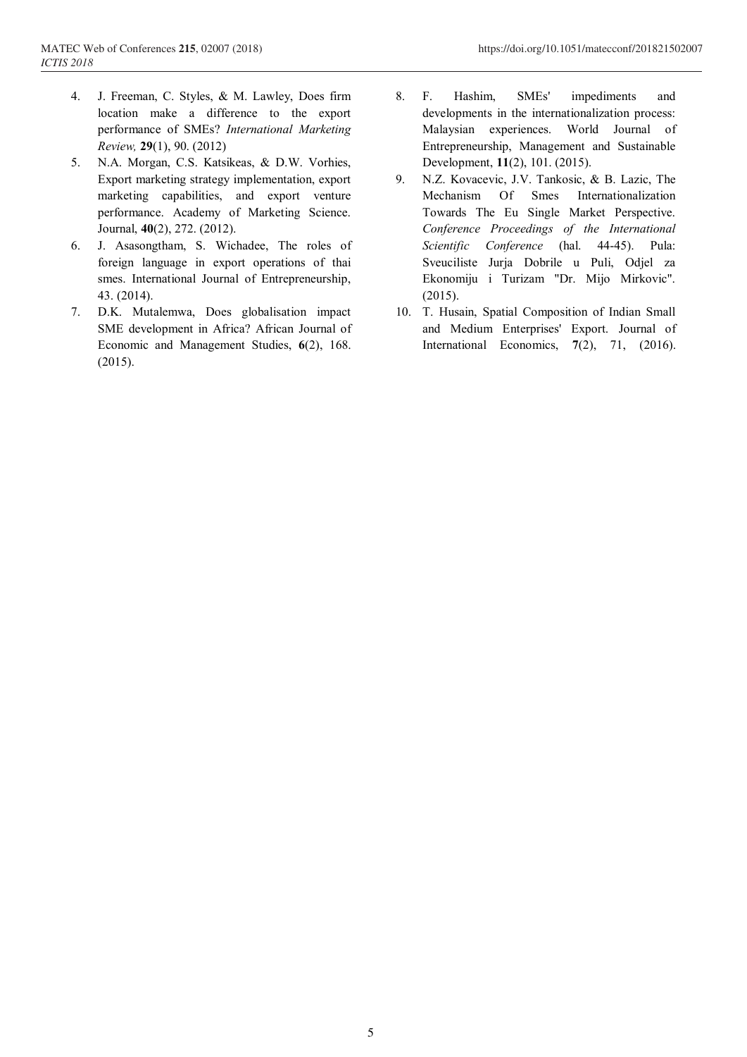4. J. Freeman, C. Styles, & M. Lawley, Does firm location make a difference to the export performance of SMEs? *International Marketing Review,* **29**(1), 90. (2012)
5. N.A. Morgan, C.S. Katsikeas, & D.W. Vorhies, Export marketing strategy implementation, export marketing capabilities, and export venture performance. Academy of Marketing Science. Journal, **40**(2), 272. (2012).
6. J. Asasongtham, S. Wichadee, The roles of foreign language in export operations of thai smes. International Journal of Entrepreneurship, 43. (2014).
7. D.K. Mutalemwa, Does globalisation impact SME development in Africa? African Journal of Economic and Management Studies, **6**(2), 168. (2015).
8. F. Hashim, SMEs' impediments and developments in the internationalization process: Malaysian experiences. World Journal of Entrepreneurship, Management and Sustainable Development, **11**(2), 101. (2015).
9. N.Z. Kovacevic, J.V. Tankosic, & B. Lazic, The Mechanism Of Smes Internationalization Towards The Eu Single Market Perspective. *Conference Proceedings of the International Scientific Conference* (hal. 44-45). Pula: Sveuciliste Jurja Dobrile u Puli, Odjel za Ekonomiju i Turizam "Dr. Mijo Mirkovic". (2015).
10. T. Husain, Spatial Composition of Indian Small and Medium Enterprises' Export. Journal of International Economics, **7**(2), 71, (2016).